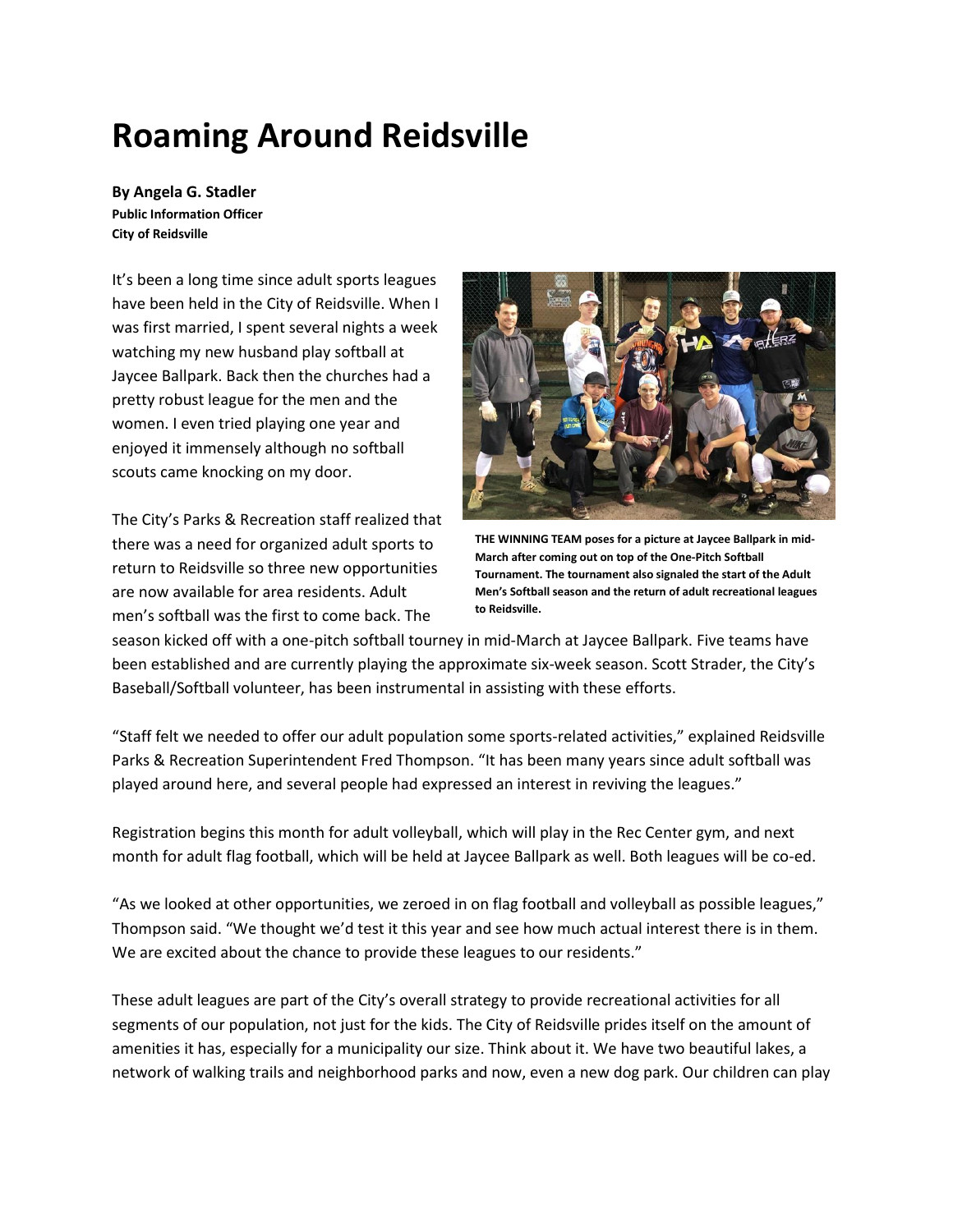# Roaming Around Reidsville

**By Angela G. Stadler**
**Public Information Officer**
**City of Reidsville**

It's been a long time since adult sports leagues have been held in the City of Reidsville. When I was first married, I spent several nights a week watching my new husband play softball at Jaycee Ballpark. Back then the churches had a pretty robust league for the men and the women. I even tried playing one year and enjoyed it immensely although no softball scouts came knocking on my door.

**THE WINNING TEAM poses for a picture at Jaycee Ballpark in mid-March after coming out on top of the One-Pitch Softball Tournament. The tournament also signaled the start of the Adult Men's Softball season and the return of adult recreational leagues to Reidsville.**

The City's Parks & Recreation staff realized that there was a need for organized adult sports to return to Reidsville so three new opportunities are now available for area residents. Adult men's softball was the first to come back. The season kicked off with a one-pitch softball tourney in mid-March at Jaycee Ballpark. Five teams have been established and are currently playing the approximate six-week season. Scott Strader, the City's Baseball/Softball volunteer, has been instrumental in assisting with these efforts.

"Staff felt we needed to offer our adult population some sports-related activities," explained Reidsville Parks & Recreation Superintendent Fred Thompson. "It has been many years since adult softball was played around here, and several people had expressed an interest in reviving the leagues."

Registration begins this month for adult volleyball, which will play in the Rec Center gym, and next month for adult flag football, which will be held at Jaycee Ballpark as well. Both leagues will be co-ed.

"As we looked at other opportunities, we zeroed in on flag football and volleyball as possible leagues," Thompson said. "We thought we'd test it this year and see how much actual interest there is in them. We are excited about the chance to provide these leagues to our residents."

These adult leagues are part of the City's overall strategy to provide recreational activities for all segments of our population, not just for the kids. The City of Reidsville prides itself on the amount of amenities it has, especially for a municipality our size. Think about it. We have two beautiful lakes, a network of walking trails and neighborhood parks and now, even a new dog park. Our children can play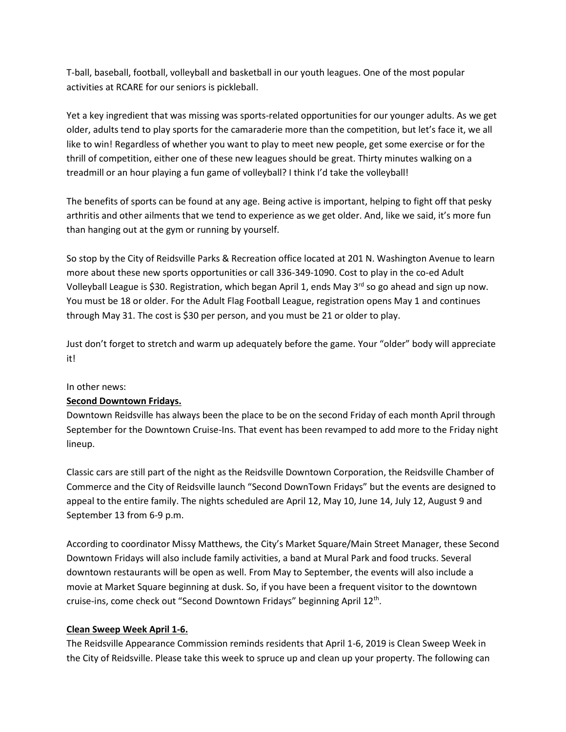T-ball, baseball, football, volleyball and basketball in our youth leagues. One of the most popular activities at RCARE for our seniors is pickleball.

Yet a key ingredient that was missing was sports-related opportunities for our younger adults. As we get older, adults tend to play sports for the camaraderie more than the competition, but let's face it, we all like to win! Regardless of whether you want to play to meet new people, get some exercise or for the thrill of competition, either one of these new leagues should be great. Thirty minutes walking on a treadmill or an hour playing a fun game of volleyball? I think I'd take the volleyball!

The benefits of sports can be found at any age. Being active is important, helping to fight off that pesky arthritis and other ailments that we tend to experience as we get older. And, like we said, it's more fun than hanging out at the gym or running by yourself.

So stop by the City of Reidsville Parks & Recreation office located at 201 N. Washington Avenue to learn more about these new sports opportunities or call 336-349-1090. Cost to play in the co-ed Adult Volleyball League is $30. Registration, which began April 1, ends May 3rd so go ahead and sign up now. You must be 18 or older. For the Adult Flag Football League, registration opens May 1 and continues through May 31. The cost is $30 per person, and you must be 21 or older to play.

Just don't forget to stretch and warm up adequately before the game. Your "older" body will appreciate it!

In other news:

**Second Downtown Fridays.**

Downtown Reidsville has always been the place to be on the second Friday of each month April through September for the Downtown Cruise-Ins. That event has been revamped to add more to the Friday night lineup.

Classic cars are still part of the night as the Reidsville Downtown Corporation, the Reidsville Chamber of Commerce and the City of Reidsville launch "Second DownTown Fridays" but the events are designed to appeal to the entire family. The nights scheduled are April 12, May 10, June 14, July 12, August 9 and September 13 from 6-9 p.m.

According to coordinator Missy Matthews, the City's Market Square/Main Street Manager, these Second Downtown Fridays will also include family activities, a band at Mural Park and food trucks. Several downtown restaurants will be open as well. From May to September, the events will also include a movie at Market Square beginning at dusk. So, if you have been a frequent visitor to the downtown cruise-ins, come check out "Second Downtown Fridays" beginning April 12th.

**Clean Sweep Week April 1-6.**

The Reidsville Appearance Commission reminds residents that April 1-6, 2019 is Clean Sweep Week in the City of Reidsville. Please take this week to spruce up and clean up your property. The following can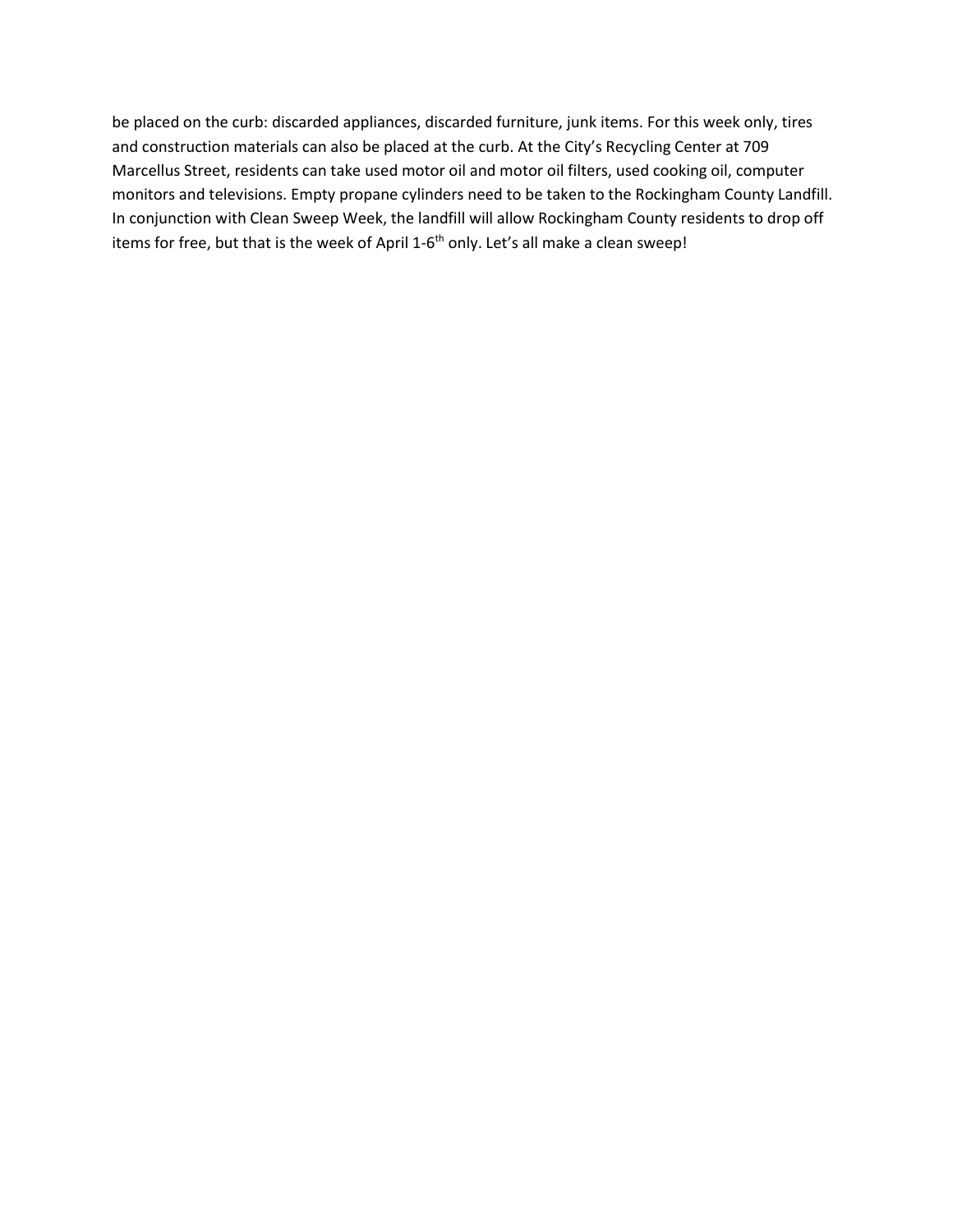be placed on the curb: discarded appliances, discarded furniture, junk items. For this week only, tires and construction materials can also be placed at the curb. At the City's Recycling Center at 709 Marcellus Street, residents can take used motor oil and motor oil filters, used cooking oil, computer monitors and televisions. Empty propane cylinders need to be taken to the Rockingham County Landfill. In conjunction with Clean Sweep Week, the landfill will allow Rockingham County residents to drop off items for free, but that is the week of April 1-6th only. Let's all make a clean sweep!